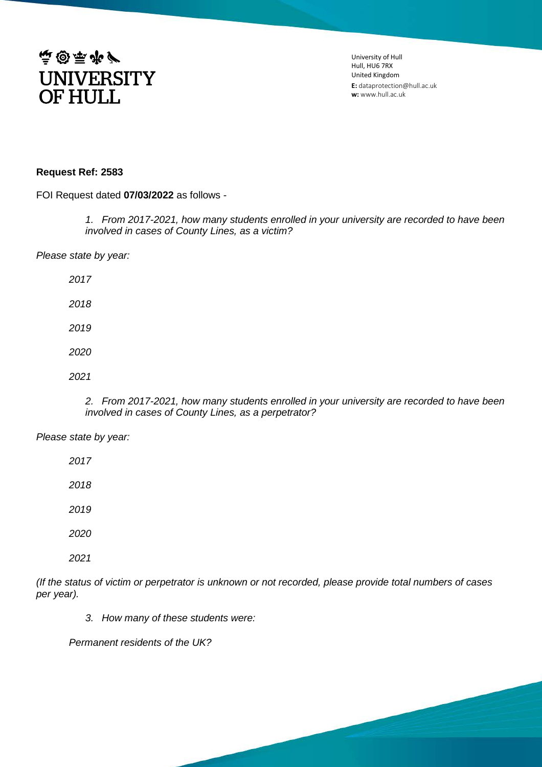UNIVERSITY OF HULL

University of Hull
Hull, HU6 7RX
United Kingdom
**E:** dataprotection@hull.ac.uk
**w:** www.hull.ac.uk

**Request Ref: 2583**

FOI Request dated **07/03/2022** as follows -

1. *From 2017-2021, how many students enrolled in your university are recorded to have been involved in cases of County Lines, as a victim?*

*Please state by year:*

*2017*

*2018*

*2019*

*2020*

*2021*

2. *From 2017-2021, how many students enrolled in your university are recorded to have been involved in cases of County Lines, as a perpetrator?*

*Please state by year:*

*2017*

*2018*

*2019*

*2020*

*2021*

*(If the status of victim or perpetrator is unknown or not recorded, please provide total numbers of cases per year).*

3. *How many of these students were:*

*Permanent residents of the UK?*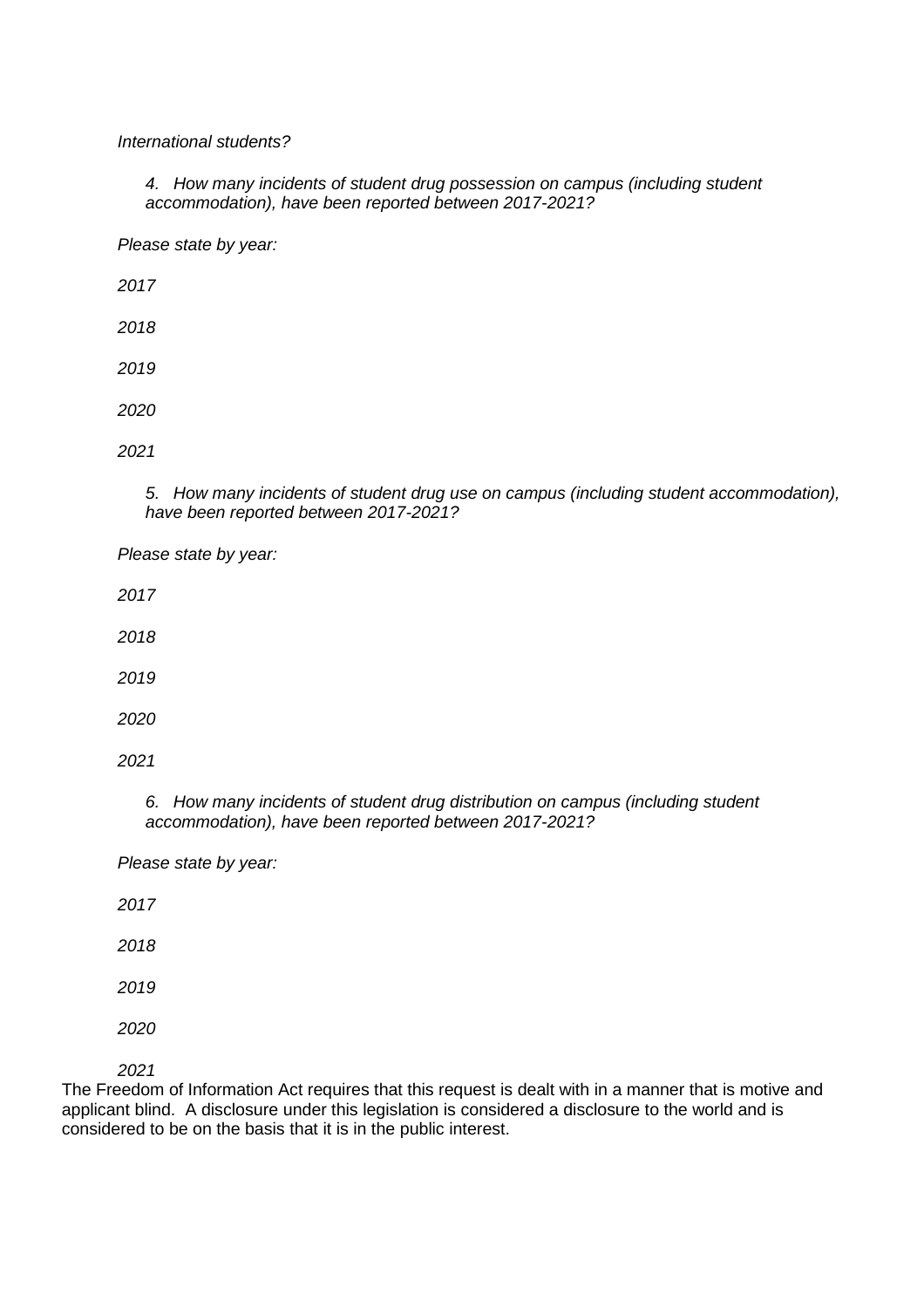*International students?*

4. *How many incidents of student drug possession on campus (including student accommodation), have been reported between 2017-2021?*

*Please state by year:*

*2017*

*2018*

*2019*

*2020*

*2021*

5. *How many incidents of student drug use on campus (including student accommodation), have been reported between 2017-2021?*

*Please state by year:*

*2017*

*2018*

*2019*

*2020*

*2021*

6. *How many incidents of student drug distribution on campus (including student accommodation), have been reported between 2017-2021?*

*Please state by year:*

*2017*

*2018*

*2019*

*2020*

*2021*

The Freedom of Information Act requires that this request is dealt with in a manner that is motive and applicant blind. A disclosure under this legislation is considered a disclosure to the world and is considered to be on the basis that it is in the public interest.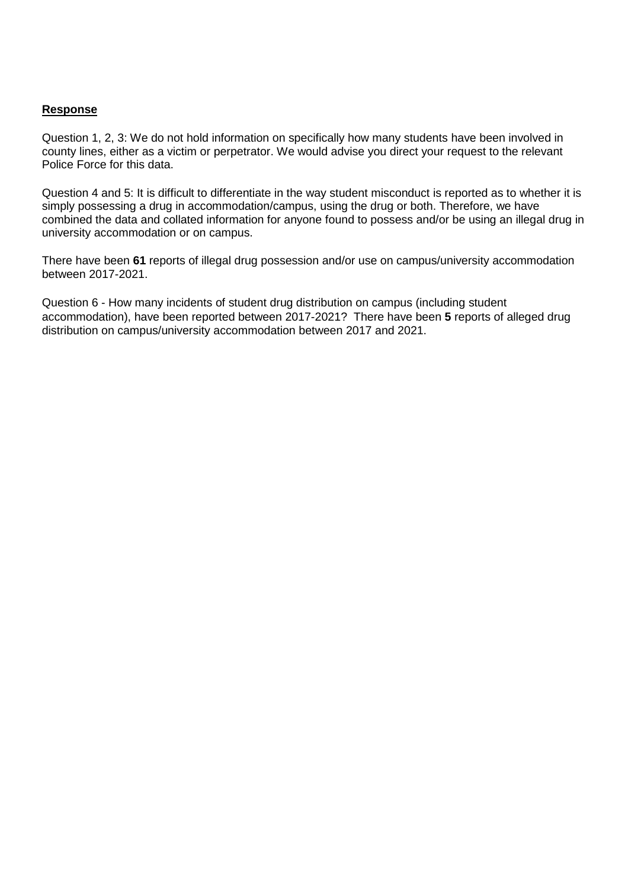**<u>Response</u>**

Question 1, 2, 3: We do not hold information on specifically how many students have been involved in county lines, either as a victim or perpetrator. We would advise you direct your request to the relevant Police Force for this data.

Question 4 and 5: It is difficult to differentiate in the way student misconduct is reported as to whether it is simply possessing a drug in accommodation/campus, using the drug or both. Therefore, we have combined the data and collated information for anyone found to possess and/or be using an illegal drug in university accommodation or on campus.

There have been **61** reports of illegal drug possession and/or use on campus/university accommodation between 2017-2021.

Question 6 - How many incidents of student drug distribution on campus (including student accommodation), have been reported between 2017-2021? There have been **5** reports of alleged drug distribution on campus/university accommodation between 2017 and 2021.